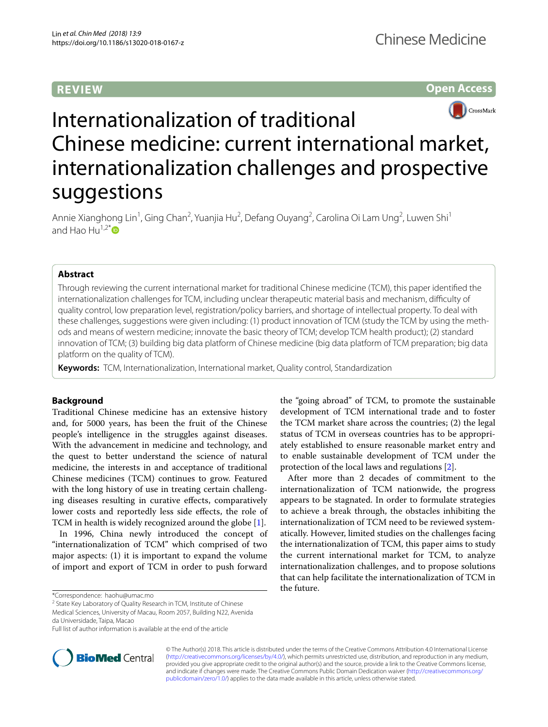REVIEW

Open Access

# Internationalization of traditional Chinese medicine: current international market, internationalization challenges and prospective suggestions

Annie Xianghong Lin[1], Ging Chan[2], Yuanjia Hu[2], Defang Ouyang[2], Carolina Oi Lam Ung[2], Luwen Shi[1] and Hao Hu[1,2*]

## Abstract

Through reviewing the current international market for traditional Chinese medicine (TCM), this paper identified the internationalization challenges for TCM, including unclear therapeutic material basis and mechanism, difficulty of quality control, low preparation level, registration/policy barriers, and shortage of intellectual property. To deal with these challenges, suggestions were given including: (1) product innovation of TCM (study the TCM by using the methods and means of western medicine; innovate the basic theory of TCM; develop TCM health product); (2) standard innovation of TCM; (3) building big data platform of Chinese medicine (big data platform of TCM preparation; big data platform on the quality of TCM).

**Keywords:** TCM, Internationalization, International market, Quality control, Standardization

## Background

Traditional Chinese medicine has an extensive history and, for 5000 years, has been the fruit of the Chinese people's intelligence in the struggles against diseases. With the advancement in medicine and technology, and the quest to better understand the science of natural medicine, the interests in and acceptance of traditional Chinese medicines (TCM) continues to grow. Featured with the long history of use in treating certain challenging diseases resulting in curative effects, comparatively lower costs and reportedly less side effects, the role of TCM in health is widely recognized around the globe [1].

In 1996, China newly introduced the concept of "internationalization of TCM" which comprised of two major aspects: (1) it is important to expand the volume of import and export of TCM in order to push forward the "going abroad" of TCM, to promote the sustainable development of TCM international trade and to foster the TCM market share across the countries; (2) the legal status of TCM in overseas countries has to be appropriately established to ensure reasonable market entry and to enable sustainable development of TCM under the protection of the local laws and regulations [2].

After more than 2 decades of commitment to the internationalization of TCM nationwide, the progress appears to be stagnated. In order to formulate strategies to achieve a break through, the obstacles inhibiting the internationalization of TCM need to be reviewed systematically. However, limited studies on the challenges facing the internationalization of TCM, this paper aims to study the current international market for TCM, to analyze internationalization challenges, and to propose solutions that can help facilitate the internationalization of TCM in the future.

*Correspondence: haohu@umac.mo

[2] State Key Laboratory of Quality Research in TCM, Institute of Chinese Medical Sciences, University of Macau, Room 2057, Building N22, Avenida da Universidade, Taipa, Macao

Full list of author information is available at the end of the article

© The Author(s) 2018. This article is distributed under the terms of the Creative Commons Attribution 4.0 International License (http://creativecommons.org/licenses/by/4.0/), which permits unrestricted use, distribution, and reproduction in any medium, provided you give appropriate credit to the original author(s) and the source, provide a link to the Creative Commons license, and indicate if changes were made. The Creative Commons Public Domain Dedication waiver (http://creativecommons.org/publicdomain/zero/1.0/) applies to the data made available in this article, unless otherwise stated.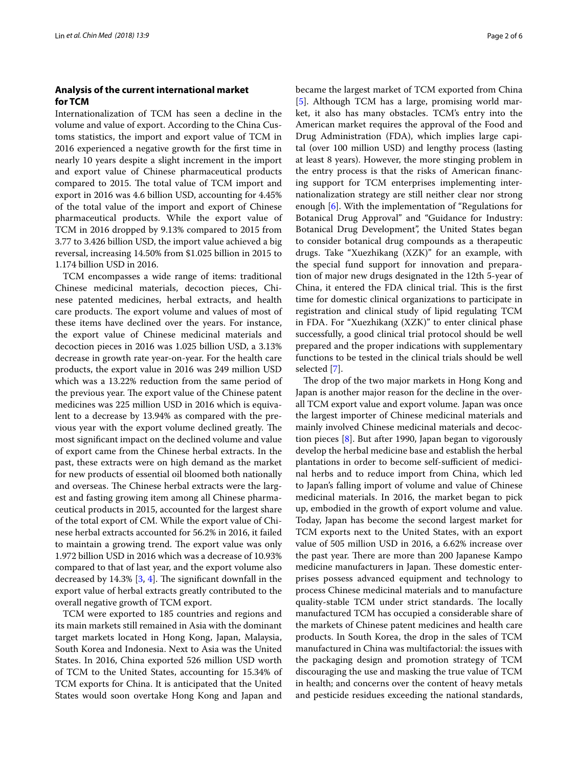## Analysis of the current international market for TCM

Internationalization of TCM has seen a decline in the volume and value of export. According to the China Customs statistics, the import and export value of TCM in 2016 experienced a negative growth for the first time in nearly 10 years despite a slight increment in the import and export value of Chinese pharmaceutical products compared to 2015. The total value of TCM import and export in 2016 was 4.6 billion USD, accounting for 4.45% of the total value of the import and export of Chinese pharmaceutical products. While the export value of TCM in 2016 dropped by 9.13% compared to 2015 from 3.77 to 3.426 billion USD, the import value achieved a big reversal, increasing 14.50% from $1.025 billion in 2015 to 1.174 billion USD in 2016.

TCM encompasses a wide range of items: traditional Chinese medicinal materials, decoction pieces, Chinese patented medicines, herbal extracts, and health care products. The export volume and values of most of these items have declined over the years. For instance, the export value of Chinese medicinal materials and decoction pieces in 2016 was 1.025 billion USD, a 3.13% decrease in growth rate year-on-year. For the health care products, the export value in 2016 was 249 million USD which was a 13.22% reduction from the same period of the previous year. The export value of the Chinese patent medicines was 225 million USD in 2016 which is equivalent to a decrease by 13.94% as compared with the previous year with the export volume declined greatly. The most significant impact on the declined volume and value of export came from the Chinese herbal extracts. In the past, these extracts were on high demand as the market for new products of essential oil bloomed both nationally and overseas. The Chinese herbal extracts were the largest and fasting growing item among all Chinese pharmaceutical products in 2015, accounted for the largest share of the total export of CM. While the export value of Chinese herbal extracts accounted for 56.2% in 2016, it failed to maintain a growing trend. The export value was only 1.972 billion USD in 2016 which was a decrease of 10.93% compared to that of last year, and the export volume also decreased by 14.3% [3, 4]. The significant downfall in the export value of herbal extracts greatly contributed to the overall negative growth of TCM export.

TCM were exported to 185 countries and regions and its main markets still remained in Asia with the dominant target markets located in Hong Kong, Japan, Malaysia, South Korea and Indonesia. Next to Asia was the United States. In 2016, China exported 526 million USD worth of TCM to the United States, accounting for 15.34% of TCM exports for China. It is anticipated that the United States would soon overtake Hong Kong and Japan and became the largest market of TCM exported from China [5]. Although TCM has a large, promising world market, it also has many obstacles. TCM's entry into the American market requires the approval of the Food and Drug Administration (FDA), which implies large capital (over 100 million USD) and lengthy process (lasting at least 8 years). However, the more stinging problem in the entry process is that the risks of American financing support for TCM enterprises implementing internationalization strategy are still neither clear nor strong enough [6]. With the implementation of "Regulations for Botanical Drug Approval" and "Guidance for Industry: Botanical Drug Development", the United States began to consider botanical drug compounds as a therapeutic drugs. Take "Xuezhikang (XZK)" for an example, with the special fund support for innovation and preparation of major new drugs designated in the 12th 5-year of China, it entered the FDA clinical trial. This is the first time for domestic clinical organizations to participate in registration and clinical study of lipid regulating TCM in FDA. For "Xuezhikang (XZK)" to enter clinical phase successfully, a good clinical trial protocol should be well prepared and the proper indications with supplementary functions to be tested in the clinical trials should be well selected [7].

The drop of the two major markets in Hong Kong and Japan is another major reason for the decline in the overall TCM export value and export volume. Japan was once the largest importer of Chinese medicinal materials and mainly involved Chinese medicinal materials and decoction pieces [8]. But after 1990, Japan began to vigorously develop the herbal medicine base and establish the herbal plantations in order to become self-sufficient of medicinal herbs and to reduce import from China, which led to Japan's falling import of volume and value of Chinese medicinal materials. In 2016, the market began to pick up, embodied in the growth of export volume and value. Today, Japan has become the second largest market for TCM exports next to the United States, with an export value of 505 million USD in 2016, a 6.62% increase over the past year. There are more than 200 Japanese Kampo medicine manufacturers in Japan. These domestic enterprises possess advanced equipment and technology to process Chinese medicinal materials and to manufacture quality-stable TCM under strict standards. The locally manufactured TCM has occupied a considerable share of the markets of Chinese patent medicines and health care products. In South Korea, the drop in the sales of TCM manufactured in China was multifactorial: the issues with the packaging design and promotion strategy of TCM discouraging the use and masking the true value of TCM in health; and concerns over the content of heavy metals and pesticide residues exceeding the national standards,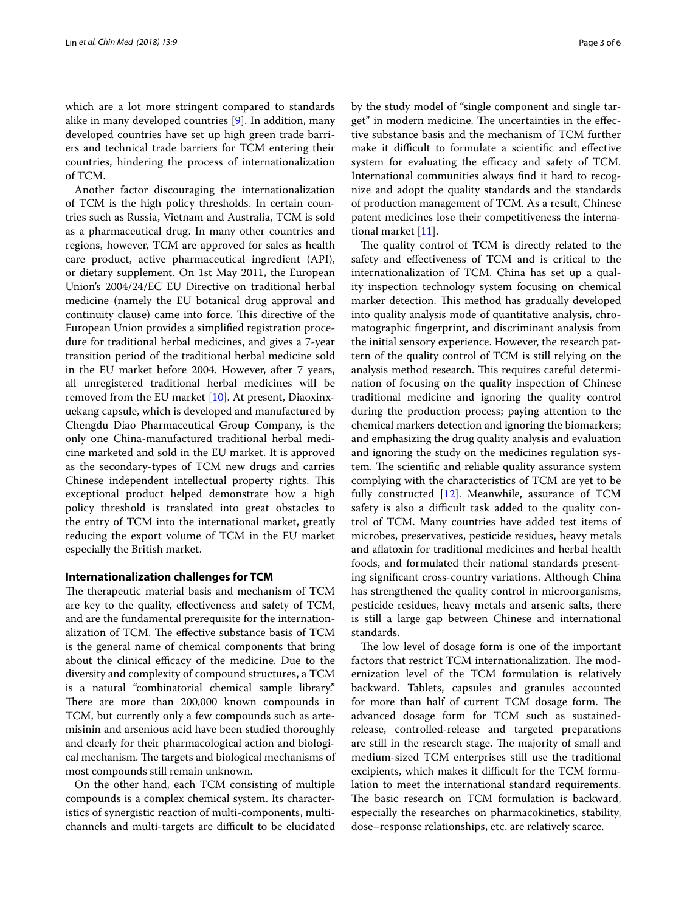which are a lot more stringent compared to standards alike in many developed countries [9]. In addition, many developed countries have set up high green trade barriers and technical trade barriers for TCM entering their countries, hindering the process of internationalization of TCM.

Another factor discouraging the internationalization of TCM is the high policy thresholds. In certain countries such as Russia, Vietnam and Australia, TCM is sold as a pharmaceutical drug. In many other countries and regions, however, TCM are approved for sales as health care product, active pharmaceutical ingredient (API), or dietary supplement. On 1st May 2011, the European Union's 2004/24/EC EU Directive on traditional herbal medicine (namely the EU botanical drug approval and continuity clause) came into force. This directive of the European Union provides a simplified registration procedure for traditional herbal medicines, and gives a 7-year transition period of the traditional herbal medicine sold in the EU market before 2004. However, after 7 years, all unregistered traditional herbal medicines will be removed from the EU market [10]. At present, Diaoxinxuekang capsule, which is developed and manufactured by Chengdu Diao Pharmaceutical Group Company, is the only one China-manufactured traditional herbal medicine marketed and sold in the EU market. It is approved as the secondary-types of TCM new drugs and carries Chinese independent intellectual property rights. This exceptional product helped demonstrate how a high policy threshold is translated into great obstacles to the entry of TCM into the international market, greatly reducing the export volume of TCM in the EU market especially the British market.

## Internationalization challenges for TCM

The therapeutic material basis and mechanism of TCM are key to the quality, effectiveness and safety of TCM, and are the fundamental prerequisite for the internationalization of TCM. The effective substance basis of TCM is the general name of chemical components that bring about the clinical efficacy of the medicine. Due to the diversity and complexity of compound structures, a TCM is a natural "combinatorial chemical sample library." There are more than 200,000 known compounds in TCM, but currently only a few compounds such as artemisinin and arsenious acid have been studied thoroughly and clearly for their pharmacological action and biological mechanism. The targets and biological mechanisms of most compounds still remain unknown.

On the other hand, each TCM consisting of multiple compounds is a complex chemical system. Its characteristics of synergistic reaction of multi-components, multi-channels and multi-targets are difficult to be elucidated by the study model of "single component and single target" in modern medicine. The uncertainties in the effective substance basis and the mechanism of TCM further make it difficult to formulate a scientific and effective system for evaluating the efficacy and safety of TCM. International communities always find it hard to recognize and adopt the quality standards and the standards of production management of TCM. As a result, Chinese patent medicines lose their competitiveness the international market [11].

The quality control of TCM is directly related to the safety and effectiveness of TCM and is critical to the internationalization of TCM. China has set up a quality inspection technology system focusing on chemical marker detection. This method has gradually developed into quality analysis mode of quantitative analysis, chromatographic fingerprint, and discriminant analysis from the initial sensory experience. However, the research pattern of the quality control of TCM is still relying on the analysis method research. This requires careful determination of focusing on the quality inspection of Chinese traditional medicine and ignoring the quality control during the production process; paying attention to the chemical markers detection and ignoring the biomarkers; and emphasizing the drug quality analysis and evaluation and ignoring the study on the medicines regulation system. The scientific and reliable quality assurance system complying with the characteristics of TCM are yet to be fully constructed [12]. Meanwhile, assurance of TCM safety is also a difficult task added to the quality control of TCM. Many countries have added test items of microbes, preservatives, pesticide residues, heavy metals and aflatoxin for traditional medicines and herbal health foods, and formulated their national standards presenting significant cross-country variations. Although China has strengthened the quality control in microorganisms, pesticide residues, heavy metals and arsenic salts, there is still a large gap between Chinese and international standards.

The low level of dosage form is one of the important factors that restrict TCM internationalization. The modernization level of the TCM formulation is relatively backward. Tablets, capsules and granules accounted for more than half of current TCM dosage form. The advanced dosage form for TCM such as sustained-release, controlled-release and targeted preparations are still in the research stage. The majority of small and medium-sized TCM enterprises still use the traditional excipients, which makes it difficult for the TCM formulation to meet the international standard requirements. The basic research on TCM formulation is backward, especially the researches on pharmacokinetics, stability, dose–response relationships, etc. are relatively scarce.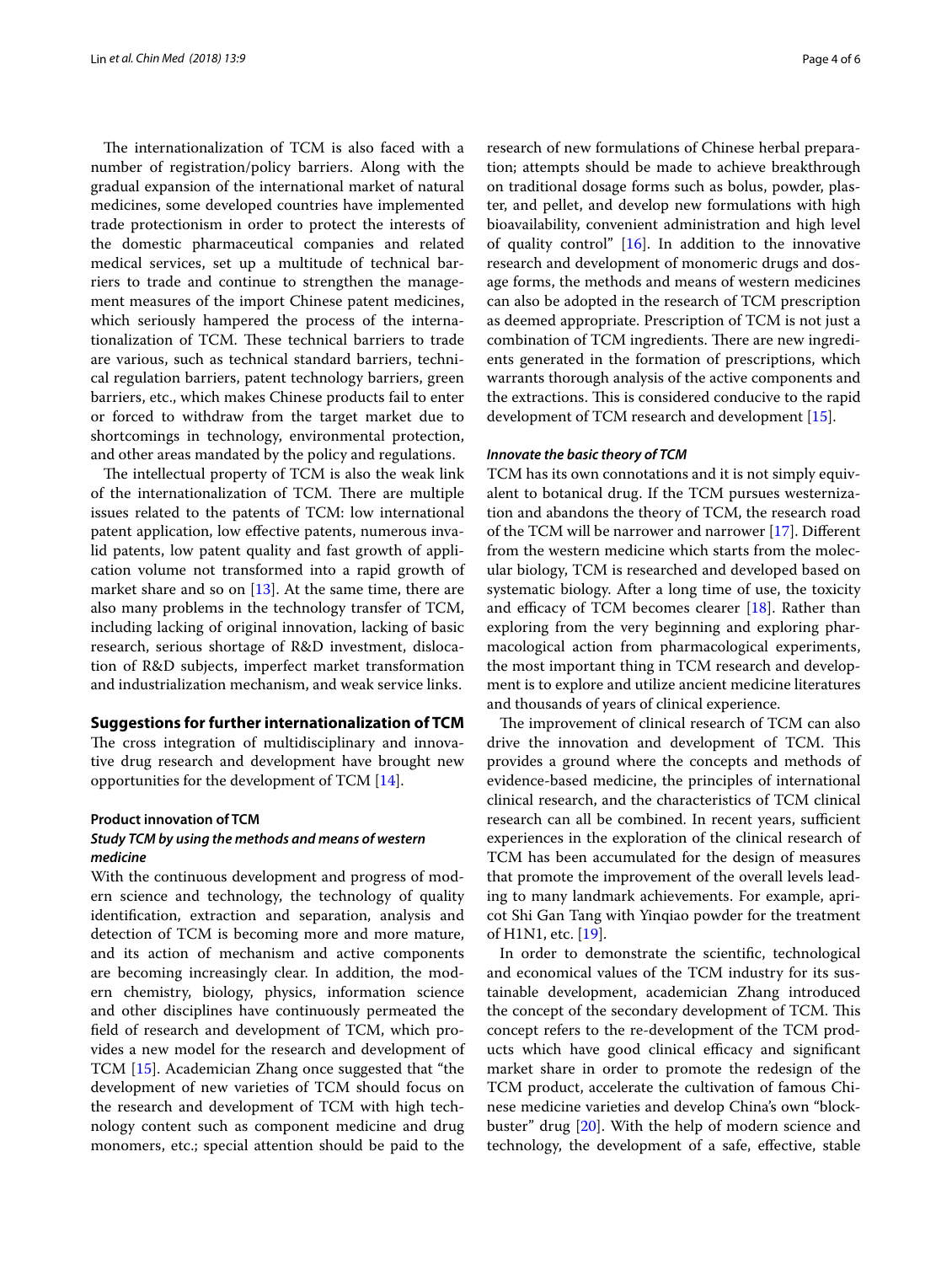The internationalization of TCM is also faced with a number of registration/policy barriers. Along with the gradual expansion of the international market of natural medicines, some developed countries have implemented trade protectionism in order to protect the interests of the domestic pharmaceutical companies and related medical services, set up a multitude of technical barriers to trade and continue to strengthen the management measures of the import Chinese patent medicines, which seriously hampered the process of the internationalization of TCM. These technical barriers to trade are various, such as technical standard barriers, technical regulation barriers, patent technology barriers, green barriers, etc., which makes Chinese products fail to enter or forced to withdraw from the target market due to shortcomings in technology, environmental protection, and other areas mandated by the policy and regulations.

The intellectual property of TCM is also the weak link of the internationalization of TCM. There are multiple issues related to the patents of TCM: low international patent application, low effective patents, numerous invalid patents, low patent quality and fast growth of application volume not transformed into a rapid growth of market share and so on [13]. At the same time, there are also many problems in the technology transfer of TCM, including lacking of original innovation, lacking of basic research, serious shortage of R&D investment, dislocation of R&D subjects, imperfect market transformation and industrialization mechanism, and weak service links.

## Suggestions for further internationalization of TCM

The cross integration of multidisciplinary and innovative drug research and development have brought new opportunities for the development of TCM [14].

### Product innovation of TCM

#### *Study TCM by using the methods and means of western medicine*

With the continuous development and progress of modern science and technology, the technology of quality identification, extraction and separation, analysis and detection of TCM is becoming more and more mature, and its action of mechanism and active components are becoming increasingly clear. In addition, the modern chemistry, biology, physics, information science and other disciplines have continuously permeated the field of research and development of TCM, which provides a new model for the research and development of TCM [15]. Academician Zhang once suggested that "the development of new varieties of TCM should focus on the research and development of TCM with high technology content such as component medicine and drug monomers, etc.; special attention should be paid to the research of new formulations of Chinese herbal preparation; attempts should be made to achieve breakthrough on traditional dosage forms such as bolus, powder, plaster, and pellet, and develop new formulations with high bioavailability, convenient administration and high level of quality control" [16]. In addition to the innovative research and development of monomeric drugs and dosage forms, the methods and means of western medicines can also be adopted in the research of TCM prescription as deemed appropriate. Prescription of TCM is not just a combination of TCM ingredients. There are new ingredients generated in the formation of prescriptions, which warrants thorough analysis of the active components and the extractions. This is considered conducive to the rapid development of TCM research and development [15].

#### *Innovate the basic theory of TCM*

TCM has its own connotations and it is not simply equivalent to botanical drug. If the TCM pursues westernization and abandons the theory of TCM, the research road of the TCM will be narrower and narrower [17]. Different from the western medicine which starts from the molecular biology, TCM is researched and developed based on systematic biology. After a long time of use, the toxicity and efficacy of TCM becomes clearer [18]. Rather than exploring from the very beginning and exploring pharmacological action from pharmacological experiments, the most important thing in TCM research and development is to explore and utilize ancient medicine literatures and thousands of years of clinical experience.

The improvement of clinical research of TCM can also drive the innovation and development of TCM. This provides a ground where the concepts and methods of evidence-based medicine, the principles of international clinical research, and the characteristics of TCM clinical research can all be combined. In recent years, sufficient experiences in the exploration of the clinical research of TCM has been accumulated for the design of measures that promote the improvement of the overall levels leading to many landmark achievements. For example, apricot Shi Gan Tang with Yinqiao powder for the treatment of H1N1, etc. [19].

In order to demonstrate the scientific, technological and economical values of the TCM industry for its sustainable development, academician Zhang introduced the concept of the secondary development of TCM. This concept refers to the re-development of the TCM products which have good clinical efficacy and significant market share in order to promote the redesign of the TCM product, accelerate the cultivation of famous Chinese medicine varieties and develop China's own "blockbuster" drug [20]. With the help of modern science and technology, the development of a safe, effective, stable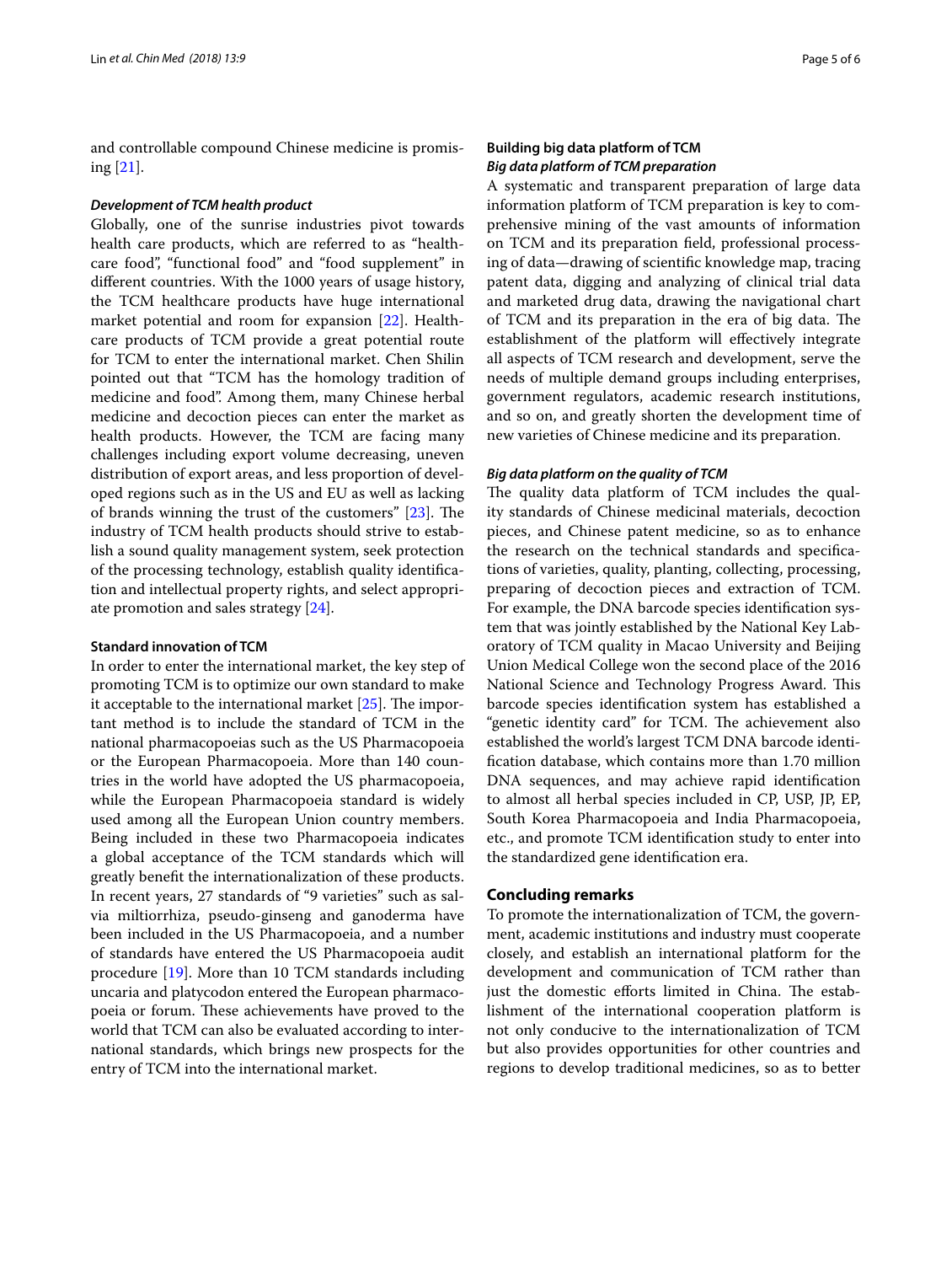and controllable compound Chinese medicine is promising [21].

#### *Development of TCM health product*

Globally, one of the sunrise industries pivot towards health care products, which are referred to as "healthcare food", "functional food" and "food supplement" in different countries. With the 1000 years of usage history, the TCM healthcare products have huge international market potential and room for expansion [22]. Healthcare products of TCM provide a great potential route for TCM to enter the international market. Chen Shilin pointed out that "TCM has the homology tradition of medicine and food". Among them, many Chinese herbal medicine and decoction pieces can enter the market as health products. However, the TCM are facing many challenges including export volume decreasing, uneven distribution of export areas, and less proportion of developed regions such as in the US and EU as well as lacking of brands winning the trust of the customers" [23]. The industry of TCM health products should strive to establish a sound quality management system, seek protection of the processing technology, establish quality identification and intellectual property rights, and select appropriate promotion and sales strategy [24].

### Standard innovation of TCM

In order to enter the international market, the key step of promoting TCM is to optimize our own standard to make it acceptable to the international market [25]. The important method is to include the standard of TCM in the national pharmacopoeias such as the US Pharmacopoeia or the European Pharmacopoeia. More than 140 countries in the world have adopted the US pharmacopoeia, while the European Pharmacopoeia standard is widely used among all the European Union country members. Being included in these two Pharmacopoeia indicates a global acceptance of the TCM standards which will greatly benefit the internationalization of these products. In recent years, 27 standards of "9 varieties" such as salvia miltiorrhiza, pseudo-ginseng and ganoderma have been included in the US Pharmacopoeia, and a number of standards have entered the US Pharmacopoeia audit procedure [19]. More than 10 TCM standards including uncaria and platycodon entered the European pharmacopoeia or forum. These achievements have proved to the world that TCM can also be evaluated according to international standards, which brings new prospects for the entry of TCM into the international market.

### Building big data platform of TCM

#### *Big data platform of TCM preparation*

A systematic and transparent preparation of large data information platform of TCM preparation is key to comprehensive mining of the vast amounts of information on TCM and its preparation field, professional processing of data—drawing of scientific knowledge map, tracing patent data, digging and analyzing of clinical trial data and marketed drug data, drawing the navigational chart of TCM and its preparation in the era of big data. The establishment of the platform will effectively integrate all aspects of TCM research and development, serve the needs of multiple demand groups including enterprises, government regulators, academic research institutions, and so on, and greatly shorten the development time of new varieties of Chinese medicine and its preparation.

#### *Big data platform on the quality of TCM*

The quality data platform of TCM includes the quality standards of Chinese medicinal materials, decoction pieces, and Chinese patent medicine, so as to enhance the research on the technical standards and specifications of varieties, quality, planting, collecting, processing, preparing of decoction pieces and extraction of TCM. For example, the DNA barcode species identification system that was jointly established by the National Key Laboratory of TCM quality in Macao University and Beijing Union Medical College won the second place of the 2016 National Science and Technology Progress Award. This barcode species identification system has established a "genetic identity card" for TCM. The achievement also established the world's largest TCM DNA barcode identification database, which contains more than 1.70 million DNA sequences, and may achieve rapid identification to almost all herbal species included in CP, USP, JP, EP, South Korea Pharmacopoeia and India Pharmacopoeia, etc., and promote TCM identification study to enter into the standardized gene identification era.

## Concluding remarks

To promote the internationalization of TCM, the government, academic institutions and industry must cooperate closely, and establish an international platform for the development and communication of TCM rather than just the domestic efforts limited in China. The establishment of the international cooperation platform is not only conducive to the internationalization of TCM but also provides opportunities for other countries and regions to develop traditional medicines, so as to better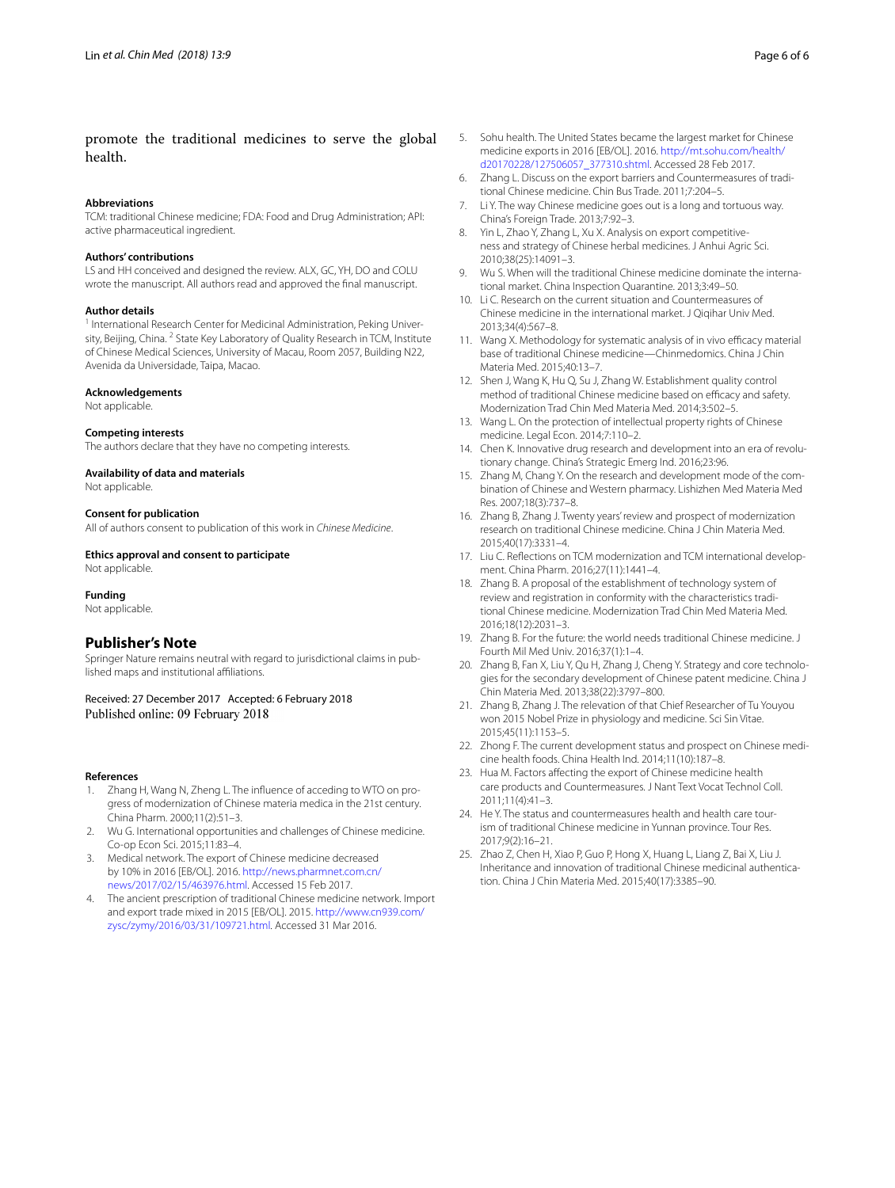promote the traditional medicines to serve the global health.

### Abbreviations
TCM: traditional Chinese medicine; FDA: Food and Drug Administration; API: active pharmaceutical ingredient.

### Authors' contributions
LS and HH conceived and designed the review. ALX, GC, YH, DO and COLU wrote the manuscript. All authors read and approved the final manuscript.

### Author details
[1] International Research Center for Medicinal Administration, Peking University, Beijing, China. [2] State Key Laboratory of Quality Research in TCM, Institute of Chinese Medical Sciences, University of Macau, Room 2057, Building N22, Avenida da Universidade, Taipa, Macao.

### Acknowledgements
Not applicable.

### Competing interests
The authors declare that they have no competing interests.

### Availability of data and materials
Not applicable.

### Consent for publication
All of authors consent to publication of this work in *Chinese Medicine*.

### Ethics approval and consent to participate
Not applicable.

### Funding
Not applicable.

## Publisher's Note
Springer Nature remains neutral with regard to jurisdictional claims in published maps and institutional affiliations.

Received: 27 December 2017 Accepted: 6 February 2018
Published online: 09 February 2018

### References
1. Zhang H, Wang N, Zheng L. The influence of acceding to WTO on progress of modernization of Chinese materia medica in the 21st century. China Pharm. 2000;11(2):51–3.
2. Wu G. International opportunities and challenges of Chinese medicine. Co-op Econ Sci. 2015;11:83–4.
3. Medical network. The export of Chinese medicine decreased by 10% in 2016 [EB/OL]. 2016. http://news.pharmnet.com.cn/news/2017/02/15/463976.html. Accessed 15 Feb 2017.
4. The ancient prescription of traditional Chinese medicine network. Import and export trade mixed in 2015 [EB/OL]. 2015. http://www.cn939.com/zysc/zymy/2016/03/31/109721.html. Accessed 31 Mar 2016.
5. Sohu health. The United States became the largest market for Chinese medicine exports in 2016 [EB/OL]. 2016. http://mt.sohu.com/health/d20170228/127506057_377310.shtml. Accessed 28 Feb 2017.
6. Zhang L. Discuss on the export barriers and Countermeasures of traditional Chinese medicine. Chin Bus Trade. 2011;7:204–5.
7. Li Y. The way Chinese medicine goes out is a long and tortuous way. China's Foreign Trade. 2013;7:92–3.
8. Yin L, Zhao Y, Zhang L, Xu X. Analysis on export competitiveness and strategy of Chinese herbal medicines. J Anhui Agric Sci. 2010;38(25):14091–3.
9. Wu S. When will the traditional Chinese medicine dominate the international market. China Inspection Quarantine. 2013;3:49–50.
10. Li C. Research on the current situation and Countermeasures of Chinese medicine in the international market. J Qiqihar Univ Med. 2013;34(4):567–8.
11. Wang X. Methodology for systematic analysis of in vivo efficacy material base of traditional Chinese medicine—Chinmedomics. China J Chin Materia Med. 2015;40:13–7.
12. Shen J, Wang K, Hu Q, Su J, Zhang W. Establishment quality control method of traditional Chinese medicine based on efficacy and safety. Modernization Trad Chin Med Materia Med. 2014;3:502–5.
13. Wang L. On the protection of intellectual property rights of Chinese medicine. Legal Econ. 2014;7:110–2.
14. Chen K. Innovative drug research and development into an era of revolutionary change. China's Strategic Emerg Ind. 2016;23:96.
15. Zhang M, Chang Y. On the research and development mode of the combination of Chinese and Western pharmacy. Lishizhen Med Materia Med Res. 2007;18(3):737–8.
16. Zhang B, Zhang J. Twenty years' review and prospect of modernization research on traditional Chinese medicine. China J Chin Materia Med. 2015;40(17):3331–4.
17. Liu C. Reflections on TCM modernization and TCM international development. China Pharm. 2016;27(11):1441–4.
18. Zhang B. A proposal of the establishment of technology system of review and registration in conformity with the characteristics traditional Chinese medicine. Modernization Trad Chin Med Materia Med. 2016;18(12):2031–3.
19. Zhang B. For the future: the world needs traditional Chinese medicine. J Fourth Mil Med Univ. 2016;37(1):1–4.
20. Zhang B, Fan X, Liu Y, Qu H, Zhang J, Cheng Y. Strategy and core technologies for the secondary development of Chinese patent medicine. China J Chin Materia Med. 2013;38(22):3797–800.
21. Zhang B, Zhang J. The relevation of that Chief Researcher of Tu Youyou won 2015 Nobel Prize in physiology and medicine. Sci Sin Vitae. 2015;45(11):1153–5.
22. Zhong F. The current development status and prospect on Chinese medicine health foods. China Health Ind. 2014;11(10):187–8.
23. Hua M. Factors affecting the export of Chinese medicine health care products and Countermeasures. J Nant Text Vocat Technol Coll. 2011;11(4):41–3.
24. He Y. The status and countermeasures health and health care tourism of traditional Chinese medicine in Yunnan province. Tour Res. 2017;9(2):16–21.
25. Zhao Z, Chen H, Xiao P, Guo P, Hong X, Huang L, Liang Z, Bai X, Liu J. Inheritance and innovation of traditional Chinese medicinal authentication. China J Chin Materia Med. 2015;40(17):3385–90.